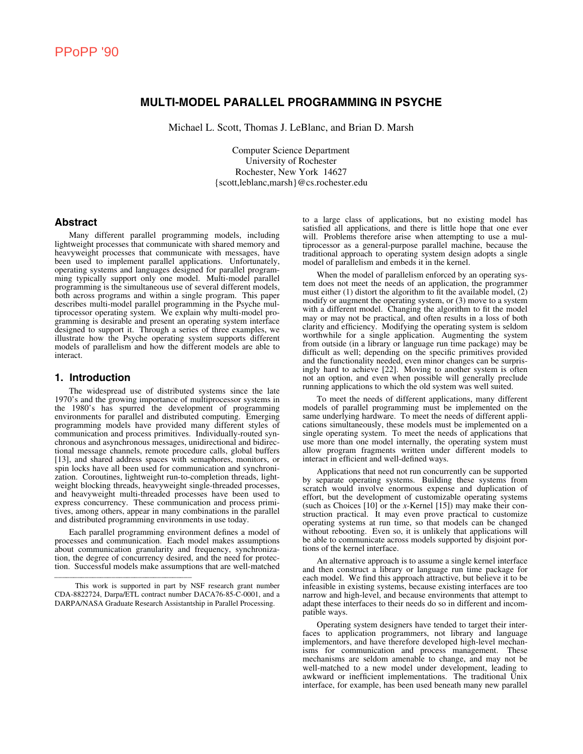PPoPP '90

# MULTI-MODEL PARALLEL PROGRAMMING IN PSYCHE

Michael L. Scott, Thomas J. LeBlanc, and Brian D. Marsh

Computer Science Department
University of Rochester
Rochester, New York 14627
{scott,leblanc,marsh}@cs.rochester.edu

## Abstract

Many different parallel programming models, including lightweight processes that communicate with shared memory and heavyweight processes that communicate with messages, have been used to implement parallel applications. Unfortunately, operating systems and languages designed for parallel programming typically support only one model. Multi-model parallel programming is the simultaneous use of several different models, both across programs and within a single program. This paper describes multi-model parallel programming in the Psyche multiprocessor operating system. We explain why multi-model programming is desirable and present an operating system interface designed to support it. Through a series of three examples, we illustrate how the Psyche operating system supports different models of parallelism and how the different models are able to interact.

## 1. Introduction

The widespread use of distributed systems since the late 1970's and the growing importance of multiprocessor systems in the 1980's has spurred the development of programming environments for parallel and distributed computing. Emerging programming models have provided many different styles of communication and process primitives. Individually-routed synchronous and asynchronous messages, unidirectional and bidirectional message channels, remote procedure calls, global buffers [13], and shared address spaces with semaphores, monitors, or spin locks have all been used for communication and synchronization. Coroutines, lightweight run-to-completion threads, lightweight blocking threads, heavyweight single-threaded processes, and heavyweight multi-threaded processes have been used to express concurrency. These communication and process primitives, among others, appear in many combinations in the parallel and distributed programming environments in use today.

Each parallel programming environment defines a model of processes and communication. Each model makes assumptions about communication granularity and frequency, synchronization, the degree of concurrency desired, and the need for protection. Successful models make assumptions that are well-matched to a large class of applications, but no existing model has satisfied all applications, and there is little hope that one ever will. Problems therefore arise when attempting to use a multiprocessor as a general-purpose parallel machine, because the traditional approach to operating system design adopts a single model of parallelism and embeds it in the kernel.

When the model of parallelism enforced by an operating system does not meet the needs of an application, the programmer must either (1) distort the algorithm to fit the available model, (2) modify or augment the operating system, or (3) move to a system with a different model. Changing the algorithm to fit the model may or may not be practical, and often results in a loss of both clarity and efficiency. Modifying the operating system is seldom worthwhile for a single application. Augmenting the system from outside (in a library or language run time package) may be difficult as well; depending on the specific primitives provided and the functionality needed, even minor changes can be surprisingly hard to achieve [22]. Moving to another system is often not an option, and even when possible will generally preclude running applications to which the old system was well suited.

To meet the needs of different applications, many different models of parallel programming must be implemented on the same underlying hardware. To meet the needs of different applications simultaneously, these models must be implemented on a single operating system. To meet the needs of applications that use more than one model internally, the operating system must allow program fragments written under different models to interact in efficient and well-defined ways.

Applications that need not run concurrently can be supported by separate operating systems. Building these systems from scratch would involve enormous expense and duplication of effort, but the development of customizable operating systems (such as Choices [10] or the *x*-Kernel [15]) may make their construction practical. It may even prove practical to customize operating systems at run time, so that models can be changed without rebooting. Even so, it is unlikely that applications will be able to communicate across models supported by disjoint portions of the kernel interface.

An alternative approach is to assume a single kernel interface and then construct a library or language run time package for each model. We find this approach attractive, but believe it to be infeasible in existing systems, because existing interfaces are too narrow and high-level, and because environments that attempt to adapt these interfaces to their needs do so in different and incompatible ways.

Operating system designers have tended to target their interfaces to application programmers, not library and language implementors, and have therefore developed high-level mechanisms for communication and process management. These mechanisms are seldom amenable to change, and may not be well-matched to a new model under development, leading to awkward or inefficient implementations. The traditional Unix interface, for example, has been used beneath many new parallel

---

This work is supported in part by NSF research grant number CDA-8822724, Darpa/ETL contract number DACA76-85-C-0001, and a DARPA/NASA Graduate Research Assistantship in Parallel Processing.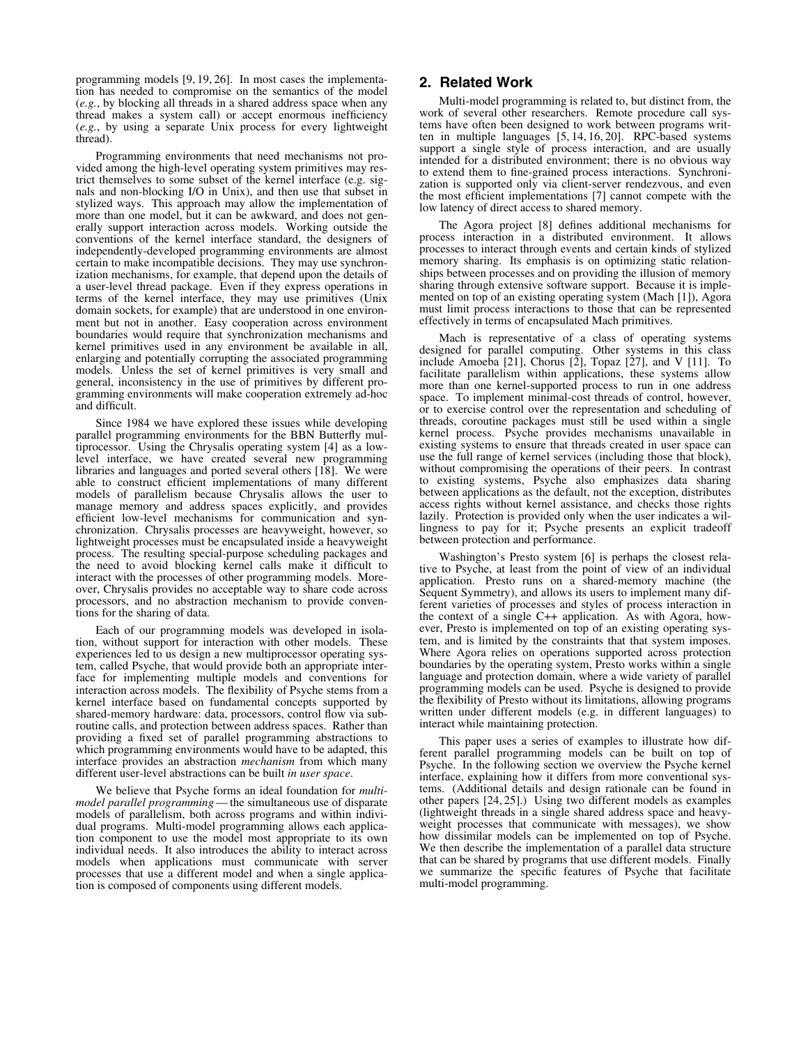programming models [9, 19, 26]. In most cases the implementation has needed to compromise on the semantics of the model (*e.g.*, by blocking all threads in a shared address space when any thread makes a system call) or accept enormous inefficiency (*e.g.*, by using a separate Unix process for every lightweight thread).

Programming environments that need mechanisms not provided among the high-level operating system primitives may restrict themselves to some subset of the kernel interface (e.g. signals and non-blocking I/O in Unix), and then use that subset in stylized ways. This approach may allow the implementation of more than one model, but it can be awkward, and does not generally support interaction across models. Working outside the conventions of the kernel interface standard, the designers of independently-developed programming environments are almost certain to make incompatible decisions. They may use synchronization mechanisms, for example, that depend upon the details of a user-level thread package. Even if they express operations in terms of the kernel interface, they may use primitives (Unix domain sockets, for example) that are understood in one environment but not in another. Easy cooperation across environment boundaries would require that synchronization mechanisms and kernel primitives used in any environment be available in all, enlarging and potentially corrupting the associated programming models. Unless the set of kernel primitives is very small and general, inconsistency in the use of primitives by different programming environments will make cooperation extremely ad-hoc and difficult.

Since 1984 we have explored these issues while developing parallel programming environments for the BBN Butterfly multiprocessor. Using the Chrysalis operating system [4] as a low-level interface, we have created several new programming libraries and languages and ported several others [18]. We were able to construct efficient implementations of many different models of parallelism because Chrysalis allows the user to manage memory and address spaces explicitly, and provides efficient low-level mechanisms for communication and synchronization. Chrysalis processes are heavyweight, however, so lightweight processes must be encapsulated inside a heavyweight process. The resulting special-purpose scheduling packages and the need to avoid blocking kernel calls make it difficult to interact with the processes of other programming models. Moreover, Chrysalis provides no acceptable way to share code across processors, and no abstraction mechanism to provide conventions for the sharing of data.

Each of our programming models was developed in isolation, without support for interaction with other models. These experiences led to us design a new multiprocessor operating system, called Psyche, that would provide both an appropriate interface for implementing multiple models and conventions for interaction across models. The flexibility of Psyche stems from a kernel interface based on fundamental concepts supported by shared-memory hardware: data, processors, control flow via subroutine calls, and protection between address spaces. Rather than providing a fixed set of parallel programming abstractions to which programming environments would have to be adapted, this interface provides an abstraction *mechanism* from which many different user-level abstractions can be built *in user space*.

We believe that Psyche forms an ideal foundation for *multi-model parallel programming* — the simultaneous use of disparate models of parallelism, both across programs and within individual programs. Multi-model programming allows each application component to use the model most appropriate to its own individual needs. It also introduces the ability to interact across models when applications must communicate with server processes that use a different model and when a single application is composed of components using different models.

## 2. Related Work

Multi-model programming is related to, but distinct from, the work of several other researchers. Remote procedure call systems have often been designed to work between programs written in multiple languages [5, 14, 16, 20]. RPC-based systems support a single style of process interaction, and are usually intended for a distributed environment; there is no obvious way to extend them to fine-grained process interactions. Synchronization is supported only via client-server rendezvous, and even the most efficient implementations [7] cannot compete with the low latency of direct access to shared memory.

The Agora project [8] defines additional mechanisms for process interaction in a distributed environment. It allows processes to interact through events and certain kinds of stylized memory sharing. Its emphasis is on optimizing static relationships between processes and on providing the illusion of memory sharing through extensive software support. Because it is implemented on top of an existing operating system (Mach [1]), Agora must limit process interactions to those that can be represented effectively in terms of encapsulated Mach primitives.

Mach is representative of a class of operating systems designed for parallel computing. Other systems in this class include Amoeba [21], Chorus [2], Topaz [27], and V [11]. To facilitate parallelism within applications, these systems allow more than one kernel-supported process to run in one address space. To implement minimal-cost threads of control, however, or to exercise control over the representation and scheduling of threads, coroutine packages must still be used within a single kernel process. Psyche provides mechanisms unavailable in existing systems to ensure that threads created in user space can use the full range of kernel services (including those that block), without compromising the operations of their peers. In contrast to existing systems, Psyche also emphasizes data sharing between applications as the default, not the exception, distributes access rights without kernel assistance, and checks those rights lazily. Protection is provided only when the user indicates a willingness to pay for it; Psyche presents an explicit tradeoff between protection and performance.

Washington's Presto system [6] is perhaps the closest relative to Psyche, at least from the point of view of an individual application. Presto runs on a shared-memory machine (the Sequent Symmetry), and allows its users to implement many different varieties of processes and styles of process interaction in the context of a single C++ application. As with Agora, however, Presto is implemented on top of an existing operating system, and is limited by the constraints that that system imposes. Where Agora relies on operations supported across protection boundaries by the operating system, Presto works within a single language and protection domain, where a wide variety of parallel programming models can be used. Psyche is designed to provide the flexibility of Presto without its limitations, allowing programs written under different models (e.g. in different languages) to interact while maintaining protection.

This paper uses a series of examples to illustrate how different parallel programming models can be built on top of Psyche. In the following section we overview the Psyche kernel interface, explaining how it differs from more conventional systems. (Additional details and design rationale can be found in other papers [24, 25].) Using two different models as examples (lightweight threads in a single shared address space and heavyweight processes that communicate with messages), we show how dissimilar models can be implemented on top of Psyche. We then describe the implementation of a parallel data structure that can be shared by programs that use different models. Finally we summarize the specific features of Psyche that facilitate multi-model programming.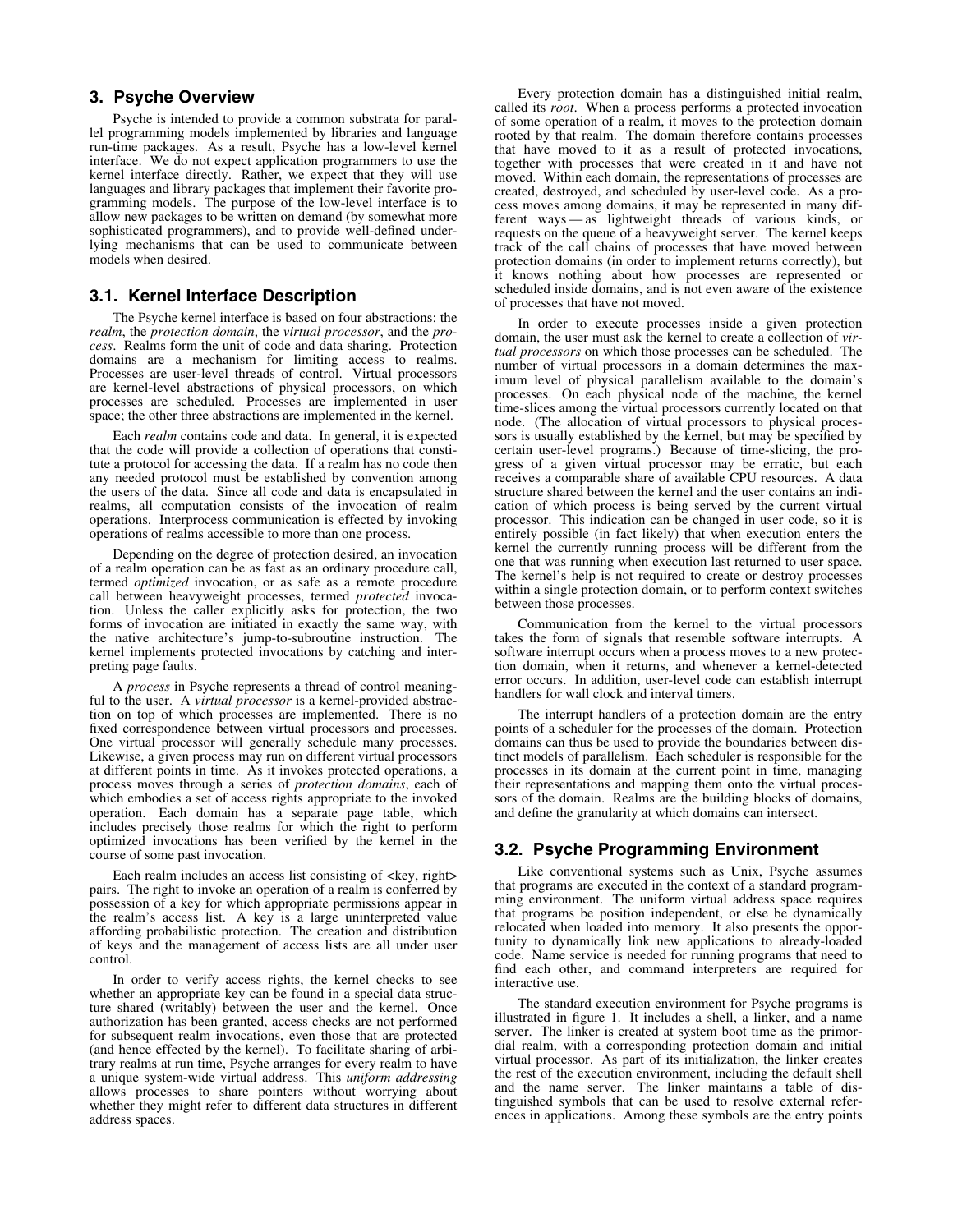## 3. Psyche Overview

Psyche is intended to provide a common substrata for parallel programming models implemented by libraries and language run-time packages. As a result, Psyche has a low-level kernel interface. We do not expect application programmers to use the kernel interface directly. Rather, we expect that they will use languages and library packages that implement their favorite programming models. The purpose of the low-level interface is to allow new packages to be written on demand (by somewhat more sophisticated programmers), and to provide well-defined underlying mechanisms that can be used to communicate between models when desired.

### 3.1. Kernel Interface Description

The Psyche kernel interface is based on four abstractions: the *realm*, the *protection domain*, the *virtual processor*, and the *process*. Realms form the unit of code and data sharing. Protection domains are a mechanism for limiting access to realms. Processes are user-level threads of control. Virtual processors are kernel-level abstractions of physical processors, on which processes are scheduled. Processes are implemented in user space; the other three abstractions are implemented in the kernel.

Each *realm* contains code and data. In general, it is expected that the code will provide a collection of operations that constitute a protocol for accessing the data. If a realm has no code then any needed protocol must be established by convention among the users of the data. Since all code and data is encapsulated in realms, all computation consists of the invocation of realm operations. Interprocess communication is effected by invoking operations of realms accessible to more than one process.

Depending on the degree of protection desired, an invocation of a realm operation can be as fast as an ordinary procedure call, termed *optimized* invocation, or as safe as a remote procedure call between heavyweight processes, termed *protected* invocation. Unless the caller explicitly asks for protection, the two forms of invocation are initiated in exactly the same way, with the native architecture's jump-to-subroutine instruction. The kernel implements protected invocations by catching and interpreting page faults.

A *process* in Psyche represents a thread of control meaningful to the user. A *virtual processor* is a kernel-provided abstraction on top of which processes are implemented. There is no fixed correspondence between virtual processors and processes. One virtual processor will generally schedule many processes. Likewise, a given process may run on different virtual processors at different points in time. As it invokes protected operations, a process moves through a series of *protection domains*, each of which embodies a set of access rights appropriate to the invoked operation. Each domain has a separate page table, which includes precisely those realms for which the right to perform optimized invocations has been verified by the kernel in the course of some past invocation.

Each realm includes an access list consisting of <key, right> pairs. The right to invoke an operation of a realm is conferred by possession of a key for which appropriate permissions appear in the realm's access list. A key is a large uninterpreted value affording probabilistic protection. The creation and distribution of keys and the management of access lists are all under user control.

In order to verify access rights, the kernel checks to see whether an appropriate key can be found in a special data structure shared (writably) between the user and the kernel. Once authorization has been granted, access checks are not performed for subsequent realm invocations, even those that are protected (and hence effected by the kernel). To facilitate sharing of arbitrary realms at run time, Psyche arranges for every realm to have a unique system-wide virtual address. This *uniform addressing* allows processes to share pointers without worrying about whether they might refer to different data structures in different address spaces.

Every protection domain has a distinguished initial realm, called its *root*. When a process performs a protected invocation of some operation of a realm, it moves to the protection domain rooted by that realm. The domain therefore contains processes that have moved to it as a result of protected invocations, together with processes that were created in it and have not moved. Within each domain, the representations of processes are created, destroyed, and scheduled by user-level code. As a process moves among domains, it may be represented in many different ways — as lightweight threads of various kinds, or requests on the queue of a heavyweight server. The kernel keeps track of the call chains of processes that have moved between protection domains (in order to implement returns correctly), but it knows nothing about how processes are represented or scheduled inside domains, and is not even aware of the existence of processes that have not moved.

In order to execute processes inside a given protection domain, the user must ask the kernel to create a collection of *virtual processors* on which those processes can be scheduled. The number of virtual processors in a domain determines the maximum level of physical parallelism available to the domain's processes. On each physical node of the machine, the kernel time-slices among the virtual processors currently located on that node. (The allocation of virtual processors to physical processors is usually established by the kernel, but may be specified by certain user-level programs.) Because of time-slicing, the progress of a given virtual processor may be erratic, but each receives a comparable share of available CPU resources. A data structure shared between the kernel and the user contains an indication of which process is being served by the current virtual processor. This indication can be changed in user code, so it is entirely possible (in fact likely) that when execution enters the kernel the currently running process will be different from the one that was running when execution last returned to user space. The kernel's help is not required to create or destroy processes within a single protection domain, or to perform context switches between those processes.

Communication from the kernel to the virtual processors takes the form of signals that resemble software interrupts. A software interrupt occurs when a process moves to a new protection domain, when it returns, and whenever a kernel-detected error occurs. In addition, user-level code can establish interrupt handlers for wall clock and interval timers.

The interrupt handlers of a protection domain are the entry points of a scheduler for the processes of the domain. Protection domains can thus be used to provide the boundaries between distinct models of parallelism. Each scheduler is responsible for the processes in its domain at the current point in time, managing their representations and mapping them onto the virtual processors of the domain. Realms are the building blocks of domains, and define the granularity at which domains can intersect.

### 3.2. Psyche Programming Environment

Like conventional systems such as Unix, Psyche assumes that programs are executed in the context of a standard programming environment. The uniform virtual address space requires that programs be position independent, or else be dynamically relocated when loaded into memory. It also presents the opportunity to dynamically link new applications to already-loaded code. Name service is needed for running programs that need to find each other, and command interpreters are required for interactive use.

The standard execution environment for Psyche programs is illustrated in figure 1. It includes a shell, a linker, and a name server. The linker is created at system boot time as the primordial realm, with a corresponding protection domain and initial virtual processor. As part of its initialization, the linker creates the rest of the execution environment, including the default shell and the name server. The linker maintains a table of distinguished symbols that can be used to resolve external references in applications. Among these symbols are the entry points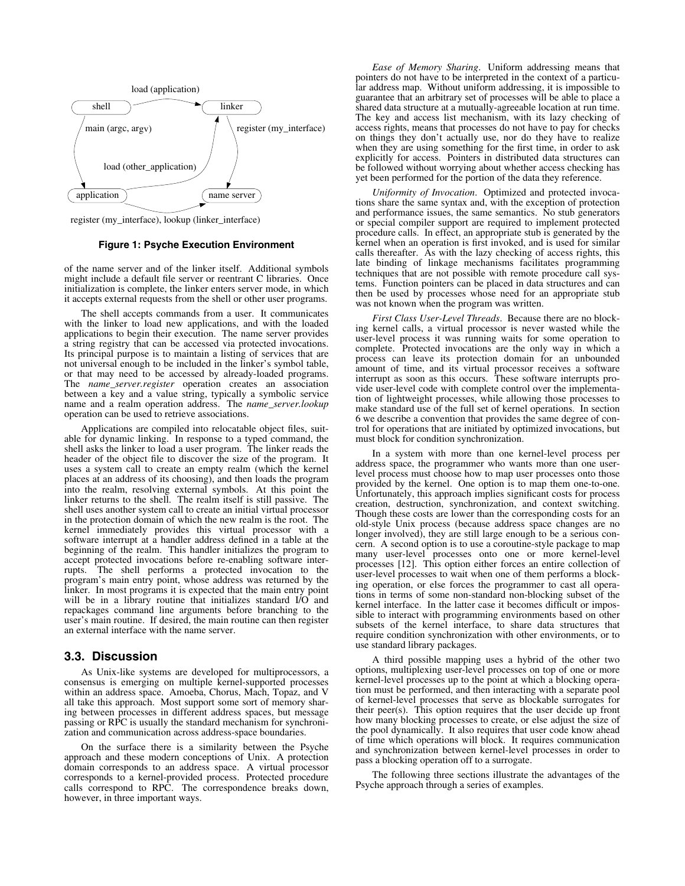load (application)

shell

linker

main (argc, argv)

register (my_interface)

load (other_application)

application

name server

register (my_interface), lookup (linker_interface)

**Figure 1: Psyche Execution Environment**

of the name server and of the linker itself. Additional symbols might include a default file server or reentrant C libraries. Once initialization is complete, the linker enters server mode, in which it accepts external requests from the shell or other user programs.

The shell accepts commands from a user. It communicates with the linker to load new applications, and with the loaded applications to begin their execution. The name server provides a string registry that can be accessed via protected invocations. Its principal purpose is to maintain a listing of services that are not universal enough to be included in the linker's symbol table, or that may need to be accessed by already-loaded programs. The *name_server.register* operation creates an association between a key and a value string, typically a symbolic service name and a realm operation address. The *name_server.lookup* operation can be used to retrieve associations.

Applications are compiled into relocatable object files, suitable for dynamic linking. In response to a typed command, the shell asks the linker to load a user program. The linker reads the header of the object file to discover the size of the program. It uses a system call to create an empty realm (which the kernel places at an address of its choosing), and then loads the program into the realm, resolving external symbols. At this point the linker returns to the shell. The realm itself is still passive. The shell uses another system call to create an initial virtual processor in the protection domain of which the new realm is the root. The kernel immediately provides this virtual processor with a software interrupt at a handler address defined in a table at the beginning of the realm. This handler initializes the program to accept protected invocations before re-enabling software interrupts. The shell performs a protected invocation to the program's main entry point, whose address was returned by the linker. In most programs it is expected that the main entry point will be in a library routine that initializes standard I/O and repackages command line arguments before branching to the user's main routine. If desired, the main routine can then register an external interface with the name server.

## 3.3. Discussion

As Unix-like systems are developed for multiprocessors, a consensus is emerging on multiple kernel-supported processes within an address space. Amoeba, Chorus, Mach, Topaz, and V all take this approach. Most support some sort of memory sharing between processes in different address spaces, but message passing or RPC is usually the standard mechanism for synchronization and communication across address-space boundaries.

On the surface there is a similarity between the Psyche approach and these modern conceptions of Unix. A protection domain corresponds to an address space. A virtual processor corresponds to a kernel-provided process. Protected procedure calls correspond to RPC. The correspondence breaks down, however, in three important ways.

*Ease of Memory Sharing*. Uniform addressing means that pointers do not have to be interpreted in the context of a particular address map. Without uniform addressing, it is impossible to guarantee that an arbitrary set of processes will be able to place a shared data structure at a mutually-agreeable location at run time. The key and access list mechanism, with its lazy checking of access rights, means that processes do not have to pay for checks on things they don't actually use, nor do they have to realize when they are using something for the first time, in order to ask explicitly for access. Pointers in distributed data structures can be followed without worrying about whether access checking has yet been performed for the portion of the data they reference.

*Uniformity of Invocation*. Optimized and protected invocations share the same syntax and, with the exception of protection and performance issues, the same semantics. No stub generators or special compiler support are required to implement protected procedure calls. In effect, an appropriate stub is generated by the kernel when an operation is first invoked, and is used for similar calls thereafter. As with the lazy checking of access rights, this late binding of linkage mechanisms facilitates programming techniques that are not possible with remote procedure call systems. Function pointers can be placed in data structures and can then be used by processes whose need for an appropriate stub was not known when the program was written.

*First Class User-Level Threads*. Because there are no blocking kernel calls, a virtual processor is never wasted while the user-level process it was running waits for some operation to complete. Protected invocations are the only way in which a process can leave its protection domain for an unbounded amount of time, and its virtual processor receives a software interrupt as soon as this occurs. These software interrupts provide user-level code with complete control over the implementation of lightweight processes, while allowing those processes to make standard use of the full set of kernel operations. In section 6 we describe a convention that provides the same degree of control for operations that are initiated by optimized invocations, but must block for condition synchronization.

In a system with more than one kernel-level process per address space, the programmer who wants more than one user-level process must choose how to map user processes onto those provided by the kernel. One option is to map them one-to-one. Unfortunately, this approach implies significant costs for process creation, destruction, synchronization, and context switching. Though these costs are lower than the corresponding costs for an old-style Unix process (because address space changes are no longer involved), they are still large enough to be a serious concern. A second option is to use a coroutine-style package to map many user-level processes onto one or more kernel-level processes [12]. This option either forces an entire collection of user-level processes to wait when one of them performs a blocking operation, or else forces the programmer to cast all operations in terms of some non-standard non-blocking subset of the kernel interface. In the latter case it becomes difficult or impossible to interact with programming environments based on other subsets of the kernel interface, to share data structures that require condition synchronization with other environments, or to use standard library packages.

A third possible mapping uses a hybrid of the other two options, multiplexing user-level processes on top of one or more kernel-level processes up to the point at which a blocking operation must be performed, and then interacting with a separate pool of kernel-level processes that serve as blockable surrogates for their peer(s). This option requires that the user decide up front how many blocking processes to create, or else adjust the size of the pool dynamically. It also requires that user code know ahead of time which operations will block. It requires communication and synchronization between kernel-level processes in order to pass a blocking operation off to a surrogate.

The following three sections illustrate the advantages of the Psyche approach through a series of examples.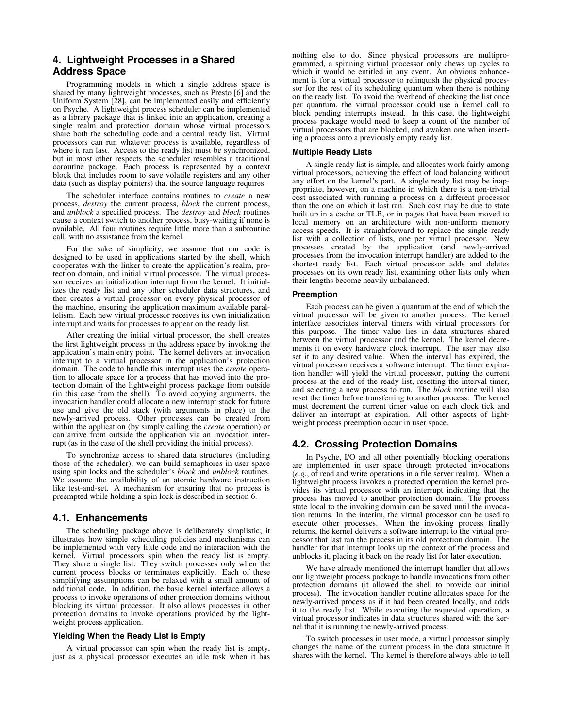## 4. Lightweight Processes in a Shared Address Space

Programming models in which a single address space is shared by many lightweight processes, such as Presto [6] and the Uniform System [28], can be implemented easily and efficiently on Psyche. A lightweight process scheduler can be implemented as a library package that is linked into an application, creating a single realm and protection domain whose virtual processors share both the scheduling code and a central ready list. Virtual processors can run whatever process is available, regardless of where it ran last. Access to the ready list must be synchronized, but in most other respects the scheduler resembles a traditional coroutine package. Each process is represented by a context block that includes room to save volatile registers and any other data (such as display pointers) that the source language requires.

The scheduler interface contains routines to *create* a new process, *destroy* the current process, *block* the current process, and *unblock* a specified process. The *destroy* and *block* routines cause a context switch to another process, busy-waiting if none is available. All four routines require little more than a subroutine call, with no assistance from the kernel.

For the sake of simplicity, we assume that our code is designed to be used in applications started by the shell, which cooperates with the linker to create the application's realm, protection domain, and initial virtual processor. The virtual processor receives an initialization interrupt from the kernel. It initializes the ready list and any other scheduler data structures, and then creates a virtual processor on every physical processor of the machine, ensuring the application maximum available parallelism. Each new virtual processor receives its own initialization interrupt and waits for processes to appear on the ready list.

After creating the initial virtual processor, the shell creates the first lightweight process in the address space by invoking the application's main entry point. The kernel delivers an invocation interrupt to a virtual processor in the application's protection domain. The code to handle this interrupt uses the *create* operation to allocate space for a process that has moved into the protection domain of the lightweight process package from outside (in this case from the shell). To avoid copying arguments, the invocation handler could allocate a new interrupt stack for future use and give the old stack (with arguments in place) to the newly-arrived process. Other processes can be created from within the application (by simply calling the *create* operation) or can arrive from outside the application via an invocation interrupt (as in the case of the shell providing the initial process).

To synchronize access to shared data structures (including those of the scheduler), we can build semaphores in user space using spin locks and the scheduler's *block* and *unblock* routines. We assume the availability of an atomic hardware instruction like test-and-set. A mechanism for ensuring that no process is preempted while holding a spin lock is described in section 6.

## 4.1. Enhancements

The scheduling package above is deliberately simplistic; it illustrates how simple scheduling policies and mechanisms can be implemented with very little code and no interaction with the kernel. Virtual processors spin when the ready list is empty. They share a single list. They switch processes only when the current process blocks or terminates explicitly. Each of these simplifying assumptions can be relaxed with a small amount of additional code. In addition, the basic kernel interface allows a process to invoke operations of other protection domains without blocking its virtual processor. It also allows processes in other protection domains to invoke operations provided by the lightweight process application.

#### Yielding When the Ready List is Empty

A virtual processor can spin when the ready list is empty, just as a physical processor executes an idle task when it has nothing else to do. Since physical processors are multiprogrammed, a spinning virtual processor only chews up cycles to which it would be entitled in any event. An obvious enhancement is for a virtual processor to relinquish the physical processor for the rest of its scheduling quantum when there is nothing on the ready list. To avoid the overhead of checking the list once per quantum, the virtual processor could use a kernel call to block pending interrupts instead. In this case, the lightweight process package would need to keep a count of the number of virtual processors that are blocked, and awaken one when inserting a process onto a previously empty ready list.

#### Multiple Ready Lists

A single ready list is simple, and allocates work fairly among virtual processors, achieving the effect of load balancing without any effort on the kernel's part. A single ready list may be inappropriate, however, on a machine in which there is a non-trivial cost associated with running a process on a different processor than the one on which it last ran. Such cost may be due to state built up in a cache or TLB, or in pages that have been moved to local memory on an architecture with non-uniform memory access speeds. It is straightforward to replace the single ready list with a collection of lists, one per virtual processor. New processes created by the application (and newly-arrived processes from the invocation interrupt handler) are added to the shortest ready list. Each virtual processor adds and deletes processes on its own ready list, examining other lists only when their lengths become heavily unbalanced.

#### Preemption

Each process can be given a quantum at the end of which the virtual processor will be given to another process. The kernel interface associates interval timers with virtual processors for this purpose. The timer value lies in data structures shared between the virtual processor and the kernel. The kernel decrements it on every hardware clock interrupt. The user may also set it to any desired value. When the interval has expired, the virtual processor receives a software interrupt. The timer expiration handler will yield the virtual processor, putting the current process at the end of the ready list, resetting the interval timer, and selecting a new process to run. The *block* routine will also reset the timer before transferring to another process. The kernel must decrement the current timer value on each clock tick and deliver an interrupt at expiration. All other aspects of lightweight process preemption occur in user space.

## 4.2. Crossing Protection Domains

In Psyche, I/O and all other potentially blocking operations are implemented in user space through protected invocations (*e.g.*, of read and write operations in a file server realm). When a lightweight process invokes a protected operation the kernel provides its virtual processor with an interrupt indicating that the process has moved to another protection domain. The process state local to the invoking domain can be saved until the invocation returns. In the interim, the virtual processor can be used to execute other processes. When the invoking process finally returns, the kernel delivers a software interrupt to the virtual processor that last ran the process in its old protection domain. The handler for that interrupt looks up the context of the process and unblocks it, placing it back on the ready list for later execution.

We have already mentioned the interrupt handler that allows our lightweight process package to handle invocations from other protection domains (it allowed the shell to provide our initial process). The invocation handler routine allocates space for the newly-arrived process as if it had been created locally, and adds it to the ready list. While executing the requested operation, a virtual processor indicates in data structures shared with the kernel that it is running the newly-arrived process.

To switch processes in user mode, a virtual processor simply changes the name of the current process in the data structure it shares with the kernel. The kernel is therefore always able to tell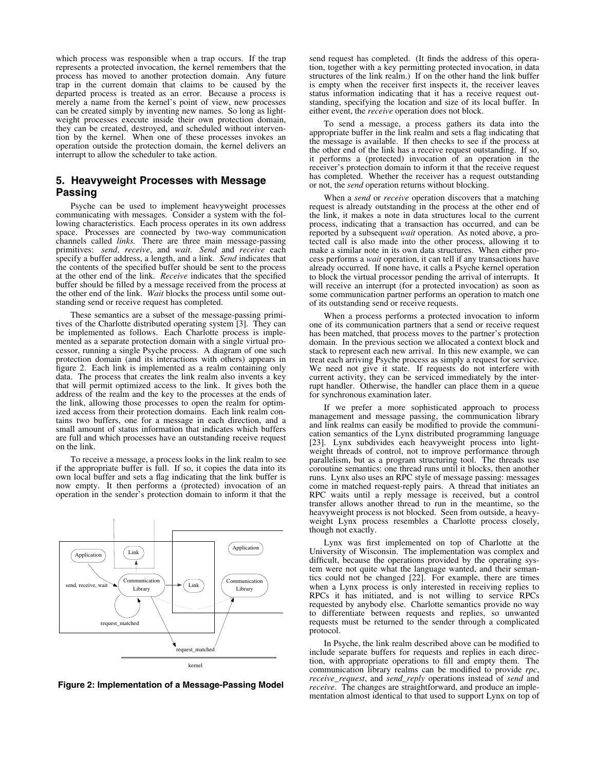which process was responsible when a trap occurs. If the trap represents a protected invocation, the kernel remembers that the process has moved to another protection domain. Any future trap in the current domain that claims to be caused by the departed process is treated as an error. Because a process is merely a name from the kernel's point of view, new processes can be created simply by inventing new names. So long as lightweight processes execute inside their own protection domain, they can be created, destroyed, and scheduled without intervention by the kernel. When one of these processes invokes an operation outside the protection domain, the kernel delivers an interrupt to allow the scheduler to take action.

## 5. Heavyweight Processes with Message Passing

Psyche can be used to implement heavyweight processes communicating with messages. Consider a system with the following characteristics. Each process operates in its own address space. Processes are connected by two-way communication channels called *links.* There are three main message-passing primitives: *send*, *receive*, and *wait*. *Send* and *receive* each specify a buffer address, a length, and a link. *Send* indicates that the contents of the specified buffer should be sent to the process at the other end of the link. *Receive* indicates that the specified buffer should be filled by a message received from the process at the other end of the link. *Wait* blocks the process until some outstanding send or receive request has completed.

These semantics are a subset of the message-passing primitives of the Charlotte distributed operating system [3]. They can be implemented as follows. Each Charlotte process is implemented as a separate protection domain with a single virtual processor, running a single Psyche process. A diagram of one such protection domain (and its interactions with others) appears in figure 2. Each link is implemented as a realm containing only data. The process that creates the link realm also invents a key that will permit optimized access to the link. It gives both the address of the realm and the key to the processes at the ends of the link, allowing those processes to open the realm for optimized access from their protection domains. Each link realm contains two buffers, one for a message in each direction, and a small amount of status information that indicates which buffers are full and which processes have an outstanding receive request on the link.

To receive a message, a process looks in the link realm to see if the appropriate buffer is full. If so, it copies the data into its own local buffer and sets a flag indicating that the link buffer is now empty. It then performs a (protected) invocation of an operation in the sender's protection domain to inform it that the send request has completed. (It finds the address of this operation, together with a key permitting protected invocation, in data structures of the link realm.) If on the other hand the link buffer is empty when the receiver first inspects it, the receiver leaves status information indicating that it has a receive request outstanding, specifying the location and size of its local buffer. In either event, the *receive* operation does not block.

To send a message, a process gathers its data into the appropriate buffer in the link realm and sets a flag indicating that the message is available. If then checks to see if the process at the other end of the link has a receive request outstanding. If so, it performs a (protected) invocation of an operation in the receiver's protection domain to inform it that the receive request has completed. Whether the receiver has a request outstanding or not, the *send* operation returns without blocking.

When a *send* or *receive* operation discovers that a matching request is already outstanding in the process at the other end of the link, it makes a note in data structures local to the current process, indicating that a transaction has occurred, and can be reported by a subsequent *wait* operation. As noted above, a protected call is also made into the other process, allowing it to make a similar note in its own data structures. When either process performs a *wait* operation, it can tell if any transactions have already occurred. If none have, it calls a Psyche kernel operation to block the virtual processor pending the arrival of interrupts. It will receive an interrupt (for a protected invocation) as soon as some communication partner performs an operation to match one of its outstanding send or receive requests.

When a process performs a protected invocation to inform one of its communication partners that a send or receive request has been matched, that process moves to the partner's protection domain. In the previous section we allocated a context block and stack to represent each new arrival. In this new example, we can treat each arriving Psyche process as simply a request for service. We need not give it state. If requests do not interfere with current activity, they can be serviced immediately by the interrupt handler. Otherwise, the handler can place them in a queue for synchronous examination later.

If we prefer a more sophisticated approach to process management and message passing, the communication library and link realms can easily be modified to provide the communication semantics of the Lynx distributed programming language [23]. Lynx subdivides each heavyweight process into lightweight threads of control, not to improve performance through parallelism, but as a program structuring tool. The threads use coroutine semantics: one thread runs until it blocks, then another runs. Lynx also uses an RPC style of message passing: messages come in matched request-reply pairs. A thread that initiates an RPC waits until a reply message is received, but a control transfer allows another thread to run in the meantime, so the heavyweight process is not blocked. Seen from outside, a heavyweight Lynx process resembles a Charlotte process closely, though not exactly.

Lynx was first implemented on top of Charlotte at the University of Wisconsin. The implementation was complex and difficult, because the operations provided by the operating system were not quite what the language wanted, and their semantics could not be changed [22]. For example, there are times when a Lynx process is only interested in receiving replies to RPCs it has initiated, and is not willing to service RPCs requested by anybody else. Charlotte semantics provide no way to differentiate between requests and replies, so unwanted requests must be returned to the sender through a complicated protocol.

In Psyche, the link realm described above can be modified to include separate buffers for requests and replies in each direction, with appropriate operations to fill and empty them. The communication library realms can be modified to provide *rpc*, *receive_request*, and *send_reply* operations instead of *send* and *receive*. The changes are straightforward, and produce an implementation almost identical to that used to support Lynx on top of

Application
Link
Application
send, receive, wait
Communication Library
Link
Communication Library
request_matched
request_matched
kernel

**Figure 2: Implementation of a Message-Passing Model**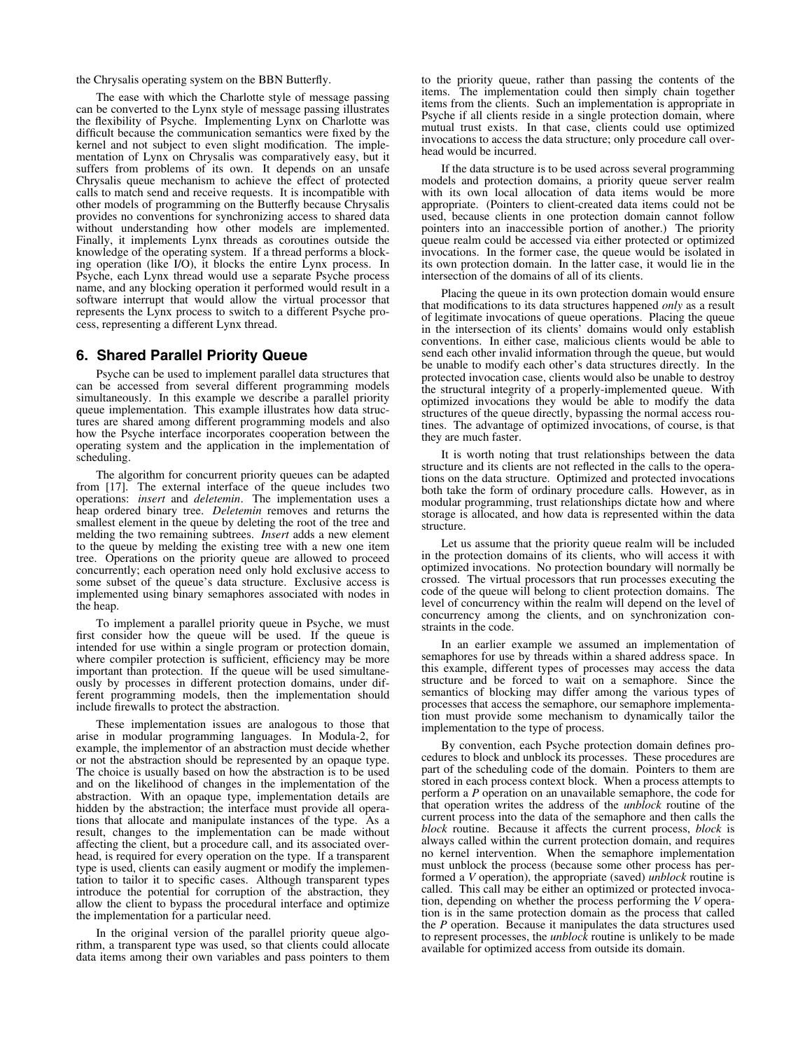the Chrysalis operating system on the BBN Butterfly.

The ease with which the Charlotte style of message passing can be converted to the Lynx style of message passing illustrates the flexibility of Psyche. Implementing Lynx on Charlotte was difficult because the communication semantics were fixed by the kernel and not subject to even slight modification. The implementation of Lynx on Chrysalis was comparatively easy, but it suffers from problems of its own. It depends on an unsafe Chrysalis queue mechanism to achieve the effect of protected calls to match send and receive requests. It is incompatible with other models of programming on the Butterfly because Chrysalis provides no conventions for synchronizing access to shared data without understanding how other models are implemented. Finally, it implements Lynx threads as coroutines outside the knowledge of the operating system. If a thread performs a blocking operation (like I/O), it blocks the entire Lynx process. In Psyche, each Lynx thread would use a separate Psyche process name, and any blocking operation it performed would result in a software interrupt that would allow the virtual processor that represents the Lynx process to switch to a different Psyche process, representing a different Lynx thread.

## 6. Shared Parallel Priority Queue

Psyche can be used to implement parallel data structures that can be accessed from several different programming models simultaneously. In this example we describe a parallel priority queue implementation. This example illustrates how data structures are shared among different programming models and also how the Psyche interface incorporates cooperation between the operating system and the application in the implementation of scheduling.

The algorithm for concurrent priority queues can be adapted from [17]. The external interface of the queue includes two operations: *insert* and *deletemin*. The implementation uses a heap ordered binary tree. *Deletemin* removes and returns the smallest element in the queue by deleting the root of the tree and melding the two remaining subtrees. *Insert* adds a new element to the queue by melding the existing tree with a new one item tree. Operations on the priority queue are allowed to proceed concurrently; each operation need only hold exclusive access to some subset of the queue's data structure. Exclusive access is implemented using binary semaphores associated with nodes in the heap.

To implement a parallel priority queue in Psyche, we must first consider how the queue will be used. If the queue is intended for use within a single program or protection domain, where compiler protection is sufficient, efficiency may be more important than protection. If the queue will be used simultaneously by processes in different protection domains, under different programming models, then the implementation should include firewalls to protect the abstraction.

These implementation issues are analogous to those that arise in modular programming languages. In Modula-2, for example, the implementor of an abstraction must decide whether or not the abstraction should be represented by an opaque type. The choice is usually based on how the abstraction is to be used and on the likelihood of changes in the implementation of the abstraction. With an opaque type, implementation details are hidden by the abstraction; the interface must provide all operations that allocate and manipulate instances of the type. As a result, changes to the implementation can be made without affecting the client, but a procedure call, and its associated overhead, is required for every operation on the type. If a transparent type is used, clients can easily augment or modify the implementation to tailor it to specific cases. Although transparent types introduce the potential for corruption of the abstraction, they allow the client to bypass the procedural interface and optimize the implementation for a particular need.

In the original version of the parallel priority queue algorithm, a transparent type was used, so that clients could allocate data items among their own variables and pass pointers to them to the priority queue, rather than passing the contents of the items. The implementation could then simply chain together items from the clients. Such an implementation is appropriate in Psyche if all clients reside in a single protection domain, where mutual trust exists. In that case, clients could use optimized invocations to access the data structure; only procedure call overhead would be incurred.

If the data structure is to be used across several programming models and protection domains, a priority queue server realm with its own local allocation of data items would be more appropriate. (Pointers to client-created data items could not be used, because clients in one protection domain cannot follow pointers into an inaccessible portion of another.) The priority queue realm could be accessed via either protected or optimized invocations. In the former case, the queue would be isolated in its own protection domain. In the latter case, it would lie in the intersection of the domains of all of its clients.

Placing the queue in its own protection domain would ensure that modifications to its data structures happened *only* as a result of legitimate invocations of queue operations. Placing the queue in the intersection of its clients' domains would only establish conventions. In either case, malicious clients would be able to send each other invalid information through the queue, but would be unable to modify each other's data structures directly. In the protected invocation case, clients would also be unable to destroy the structural integrity of a properly-implemented queue. With optimized invocations they would be able to modify the data structures of the queue directly, bypassing the normal access routines. The advantage of optimized invocations, of course, is that they are much faster.

It is worth noting that trust relationships between the data structure and its clients are not reflected in the calls to the operations on the data structure. Optimized and protected invocations both take the form of ordinary procedure calls. However, as in modular programming, trust relationships dictate how and where storage is allocated, and how data is represented within the data structure.

Let us assume that the priority queue realm will be included in the protection domains of its clients, who will access it with optimized invocations. No protection boundary will normally be crossed. The virtual processors that run processes executing the code of the queue will belong to client protection domains. The level of concurrency within the realm will depend on the level of concurrency among the clients, and on synchronization constraints in the code.

In an earlier example we assumed an implementation of semaphores for use by threads within a shared address space. In this example, different types of processes may access the data structure and be forced to wait on a semaphore. Since the semantics of blocking may differ among the various types of processes that access the semaphore, our semaphore implementation must provide some mechanism to dynamically tailor the implementation to the type of process.

By convention, each Psyche protection domain defines procedures to block and unblock its processes. These procedures are part of the scheduling code of the domain. Pointers to them are stored in each process context block. When a process attempts to perform a *P* operation on an unavailable semaphore, the code for that operation writes the address of the *unblock* routine of the current process into the data of the semaphore and then calls the *block* routine. Because it affects the current process, *block* is always called within the current protection domain, and requires no kernel intervention. When the semaphore implementation must unblock the process (because some other process has performed a *V* operation), the appropriate (saved) *unblock* routine is called. This call may be either an optimized or protected invocation, depending on whether the process performing the *V* operation is in the same protection domain as the process that called the *P* operation. Because it manipulates the data structures used to represent processes, the *unblock* routine is unlikely to be made available for optimized access from outside its domain.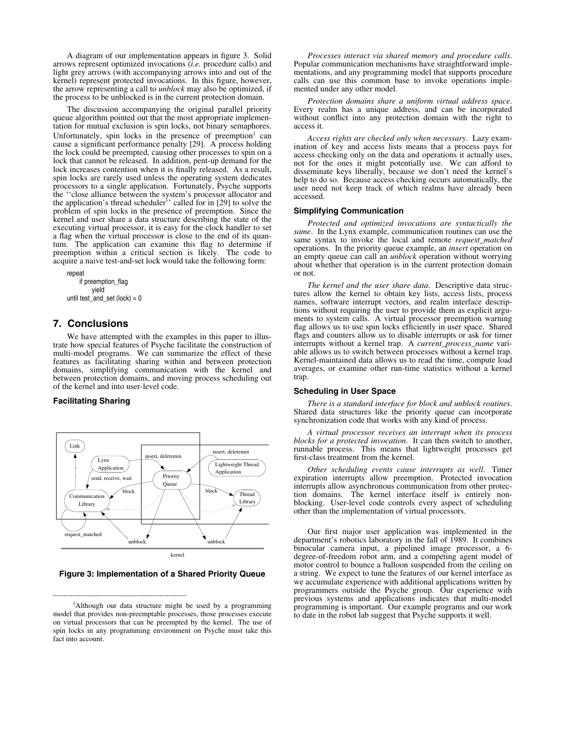A diagram of our implementation appears in figure 3. Solid arrows represent optimized invocations (*i.e.* procedure calls) and light grey arrows (with accompanying arrows into and out of the kernel) represent protected invocations. In this figure, however, the arrow representing a call to *unblock* may also be optimized, if the process to be unblocked is in the current protection domain.

The discussion accompanying the original parallel priority queue algorithm pointed out that the most appropriate implementation for mutual exclusion is spin locks, not binary semaphores. Unfortunately, spin locks in the presence of preemption[1] can cause a significant performance penalty [29]. A process holding the lock could be preempted, causing other processes to spin on a lock that cannot be released. In addition, pent-up demand for the lock increases contention when it is finally released. As a result, spin locks are rarely used unless the operating system dedicates processors to a single application. Fortunately, Psyche supports the ''close alliance between the system's processor allocator and the application's thread scheduler'' called for in [29] to solve the problem of spin locks in the presence of preemption. Since the kernel and user share a data structure describing the state of the executing virtual processor, it is easy for the clock handler to set a flag when the virtual processor is close to the end of its quantum. The application can examine this flag to determine if preemption within a critical section is likely. The code to acquire a naive test-and-set lock would take the following form:

```
repeat
    if preemption_flag
        yield
until test_and_set (lock) = 0
```

## 7. Conclusions

We have attempted with the examples in this paper to illustrate how special features of Psyche facilitate the construction of multi-model programs. We can summarize the effect of these features as facilitating sharing within and between protection domains, simplifying communication with the kernel and between protection domains, and moving process scheduling out of the kernel and into user-level code.

### Facilitating Sharing

**Figure 3: Implementation of a Shared Priority Queue**

*Processes interact via shared memory and procedure calls*. Popular communication mechanisms have straightforward implementations, and any programming model that supports procedure calls can use this common base to invoke operations implemented under any other model.

*Protection domains share a uniform virtual address space*. Every realm has a unique address, and can be incorporated without conflict into any protection domain with the right to access it.

*Access rights are checked only when necessary*. Lazy examination of key and access lists means that a process pays for access checking only on the data and operations it actually uses, not for the ones it might potentially use. We can afford to disseminate keys liberally, because we don't need the kernel's help to do so. Because access checking occurs automatically, the user need not keep track of which realms have already been accessed.

### Simplifying Communication

*Protected and optimized invocations are syntactically the same*. In the Lynx example, communication routines can use the same syntax to invoke the local and remote *request_matched* operations. In the priority queue example, an *insert* operation on an empty queue can call an *unblock* operation without worrying about whether that operation is in the current protection domain or not.

*The kernel and the user share data*. Descriptive data structures allow the kernel to obtain key lists, access lists, process names, software interrupt vectors, and realm interface descriptions without requiring the user to provide them as explicit arguments to system calls. A virtual processor preemption warning flag allows us to use spin locks efficiently in user space. Shared flags and counters allow us to disable interrupts or ask for timer interrupts without a kernel trap. A *current_process_name* variable allows us to switch between processes without a kernel trap. Kernel-maintained data allows us to read the time, compute load averages, or examine other run-time statistics without a kernel trap.

### Scheduling in User Space

*There is a standard interface for block and unblock routines*. Shared data structures like the priority queue can incorporate synchronization code that works with any kind of process.

*A virtual processor receives an interrupt when its process blocks for a protected invocation*. It can then switch to another, runnable process. This means that lightweight processes get first-class treatment from the kernel.

*Other scheduling events cause interrupts as well*. Timer expiration interrupts allow preemption. Protected invocation interrupts allow asynchronous communication from other protection domains. The kernel interface itself is entirely non-blocking. User-level code controls every aspect of scheduling other than the implementation of virtual processors.

Our first major user application was implemented in the department's robotics laboratory in the fall of 1989. It combines binocular camera input, a pipelined image processor, a 6-degree-of-freedom robot arm, and a competing agent model of motor control to bounce a balloon suspended from the ceiling on a string. We expect to tune the features of our kernel interface as we accumulate experience with additional applications written by programmers outside the Psyche group. Our experience with previous systems and applications indicates that multi-model programming is important. Our example programs and our work to date in the robot lab suggest that Psyche supports it well.

---

[1] Although our data structure might be used by a programming model that provides non-preemptable processes, those processes execute on virtual processors that can be preempted by the kernel. The use of spin locks in any programming environment on Psyche must take this fact into account.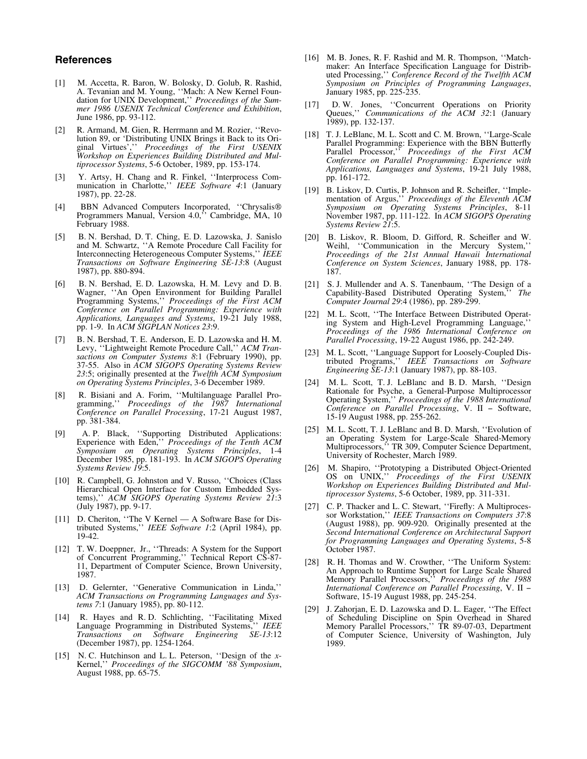## References

[1] M. Accetta, R. Baron, W. Bolosky, D. Golub, R. Rashid, A. Tevanian and M. Young, ''Mach: A New Kernel Foundation for UNIX Development,'' *Proceedings of the Summer 1986 USENIX Technical Conference and Exhibition*, June 1986, pp. 93-112.

[2] R. Armand, M. Gien, R. Herrmann and M. Rozier, ''Revolution 89, or 'Distributing UNIX Brings it Back to its Original Virtues','' *Proceedings of the First USENIX Workshop on Experiences Building Distributed and Multiprocessor Systems*, 5-6 October, 1989, pp. 153-174.

[3] Y. Artsy, H. Chang and R. Finkel, ''Interprocess Communication in Charlotte,'' *IEEE Software 4*:1 (January 1987), pp. 22-28.

[4] BBN Advanced Computers Incorporated, ''Chrysalis® Programmers Manual, Version 4.0,'' Cambridge, MA, 10 February 1988.

[5] B. N. Bershad, D. T. Ching, E. D. Lazowska, J. Sanislo and M. Schwartz, ''A Remote Procedure Call Facility for Interconnecting Heterogeneous Computer Systems,'' *IEEE Transactions on Software Engineering SE-13*:8 (August 1987), pp. 880-894.

[6] B. N. Bershad, E. D. Lazowska, H. M. Levy and D. B. Wagner, ''An Open Environment for Building Parallel Programming Systems,'' *Proceedings of the First ACM Conference on Parallel Programming: Experience with Applications, Languages and Systems*, 19-21 July 1988, pp. 1-9. In *ACM SIGPLAN Notices 23*:9.

[7] B. N. Bershad, T. E. Anderson, E. D. Lazowska and H. M. Levy, ''Lightweight Remote Procedure Call,'' *ACM Transactions on Computer Systems 8*:1 (February 1990), pp. 37-55. Also in *ACM SIGOPS Operating Systems Review 23*:5; originally presented at the *Twelfth ACM Symposium on Operating Systems Principles*, 3-6 December 1989.

[8] R. Bisiani and A. Forim, ''Multilanguage Parallel Programming,'' *Proceedings of the 1987 International Conference on Parallel Processing*, 17-21 August 1987, pp. 381-384.

[9] A. P. Black, ''Supporting Distributed Applications: Experience with Eden,'' *Proceedings of the Tenth ACM Symposium on Operating Systems Principles*, 1-4 December 1985, pp. 181-193. In *ACM SIGOPS Operating Systems Review 19*:5.

[10] R. Campbell, G. Johnston and V. Russo, ''Choices (Class Hierarchical Open Interface for Custom Embedded Systems),'' *ACM SIGOPS Operating Systems Review 21*:3 (July 1987), pp. 9-17.

[11] D. Cheriton, ''The V Kernel — A Software Base for Distributed Systems,'' *IEEE Software 1*:2 (April 1984), pp. 19-42.

[12] T. W. Doeppner, Jr., ''Threads: A System for the Support of Concurrent Programming,'' Technical Report CS-87-11, Department of Computer Science, Brown University, 1987.

[13] D. Gelernter, ''Generative Communication in Linda,'' *ACM Transactions on Programming Languages and Systems 7*:1 (January 1985), pp. 80-112.

[14] R. Hayes and R. D. Schlichting, ''Facilitating Mixed Language Programming in Distributed Systems,'' *IEEE Transactions on Software Engineering SE-13*:12 (December 1987), pp. 1254-1264.

[15] N. C. Hutchinson and L. L. Peterson, ''Design of the *x*-Kernel,'' *Proceedings of the SIGCOMM '88 Symposium*, August 1988, pp. 65-75.

[16] M. B. Jones, R. F. Rashid and M. R. Thompson, ''Matchmaker: An Interface Specification Language for Distributed Processing,'' *Conference Record of the Twelfth ACM Symposium on Principles of Programming Languages*, January 1985, pp. 225-235.

[17] D. W. Jones, ''Concurrent Operations on Priority Queues,'' *Communications of the ACM 32*:1 (January 1989), pp. 132-137.

[18] T. J. LeBlanc, M. L. Scott and C. M. Brown, ''Large-Scale Parallel Programming: Experience with the BBN Butterfly Parallel Processor,'' *Proceedings of the First ACM Conference on Parallel Programming: Experience with Applications, Languages and Systems*, 19-21 July 1988, pp. 161-172.

[19] B. Liskov, D. Curtis, P. Johnson and R. Scheifler, ''Implementation of Argus,'' *Proceedings of the Eleventh ACM Symposium on Operating Systems Principles*, 8-11 November 1987, pp. 111-122. In *ACM SIGOPS Operating Systems Review 21*:5.

[20] B. Liskov, R. Bloom, D. Gifford, R. Scheifler and W. Weihl, ''Communication in the Mercury System,'' *Proceedings of the 21st Annual Hawaii International Conference on System Sciences*, January 1988, pp. 178-187.

[21] S. J. Mullender and A. S. Tanenbaum, ''The Design of a Capability-Based Distributed Operating System,'' *The Computer Journal 29*:4 (1986), pp. 289-299.

[22] M. L. Scott, ''The Interface Between Distributed Operating System and High-Level Programming Language,'' *Proceedings of the 1986 International Conference on Parallel Processing*, 19-22 August 1986, pp. 242-249.

[23] M. L. Scott, ''Language Support for Loosely-Coupled Distributed Programs,'' *IEEE Transactions on Software Engineering SE-13*:1 (January 1987), pp. 88-103.

[24] M. L. Scott, T. J. LeBlanc and B. D. Marsh, ''Design Rationale for Psyche, a General-Purpose Multiprocessor Operating System,'' *Proceedings of the 1988 International Conference on Parallel Processing*, V. II – Software, 15-19 August 1988, pp. 255-262.

[25] M. L. Scott, T. J. LeBlanc and B. D. Marsh, ''Evolution of an Operating System for Large-Scale Shared-Memory Multiprocessors,'' TR 309, Computer Science Department, University of Rochester, March 1989.

[26] M. Shapiro, ''Prototyping a Distributed Object-Oriented OS on UNIX,'' *Proceedings of the First USENIX Workshop on Experiences Building Distributed and Multiprocessor Systems*, 5-6 October, 1989, pp. 311-331.

[27] C. P. Thacker and L. C. Stewart, ''Firefly: A Multiprocessor Workstation,'' *IEEE Transactions on Computers 37*:8 (August 1988), pp. 909-920. Originally presented at the *Second International Conference on Architectural Support for Programming Languages and Operating Systems*, 5-8 October 1987.

[28] R. H. Thomas and W. Crowther, ''The Uniform System: An Approach to Runtime Support for Large Scale Shared Memory Parallel Processors,'' *Proceedings of the 1988 International Conference on Parallel Processing*, V. II – Software, 15-19 August 1988, pp. 245-254.

[29] J. Zahorjan, E. D. Lazowska and D. L. Eager, ''The Effect of Scheduling Discipline on Spin Overhead in Shared Memory Parallel Processors,'' TR 89-07-03, Department of Computer Science, University of Washington, July 1989.